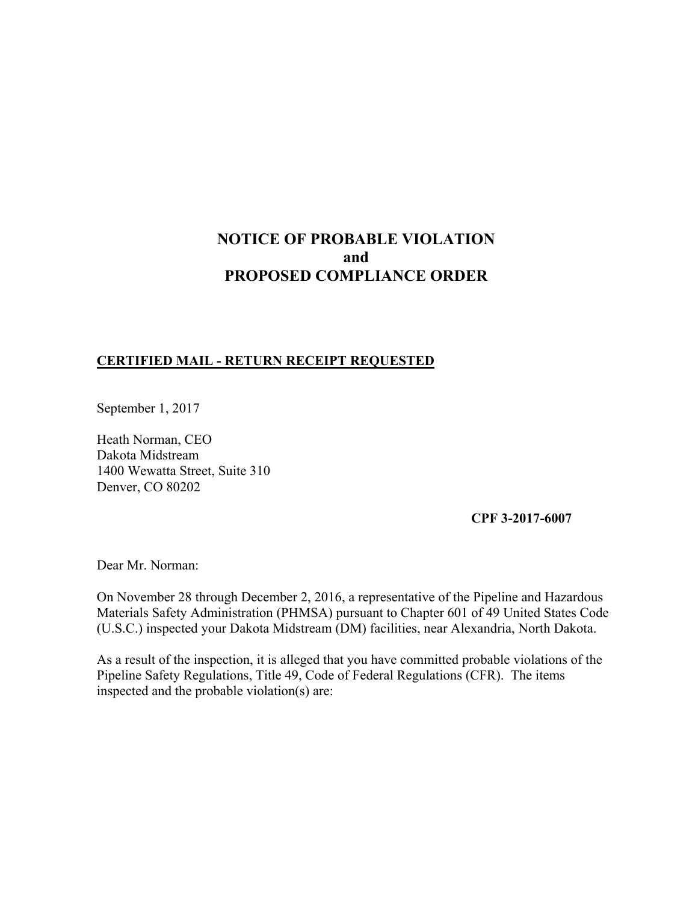# NOTICE OF PROBABLE VIOLATION
# and
# PROPOSED COMPLIANCE ORDER

**CERTIFIED MAIL - RETURN RECEIPT REQUESTED**

September 1, 2017

Heath Norman, CEO
Dakota Midstream
1400 Wewatta Street, Suite 310
Denver, CO 80202

**CPF 3-2017-6007**

Dear Mr. Norman:

On November 28 through December 2, 2016, a representative of the Pipeline and Hazardous Materials Safety Administration (PHMSA) pursuant to Chapter 601 of 49 United States Code (U.S.C.) inspected your Dakota Midstream (DM) facilities, near Alexandria, North Dakota.

As a result of the inspection, it is alleged that you have committed probable violations of the Pipeline Safety Regulations, Title 49, Code of Federal Regulations (CFR). The items inspected and the probable violation(s) are: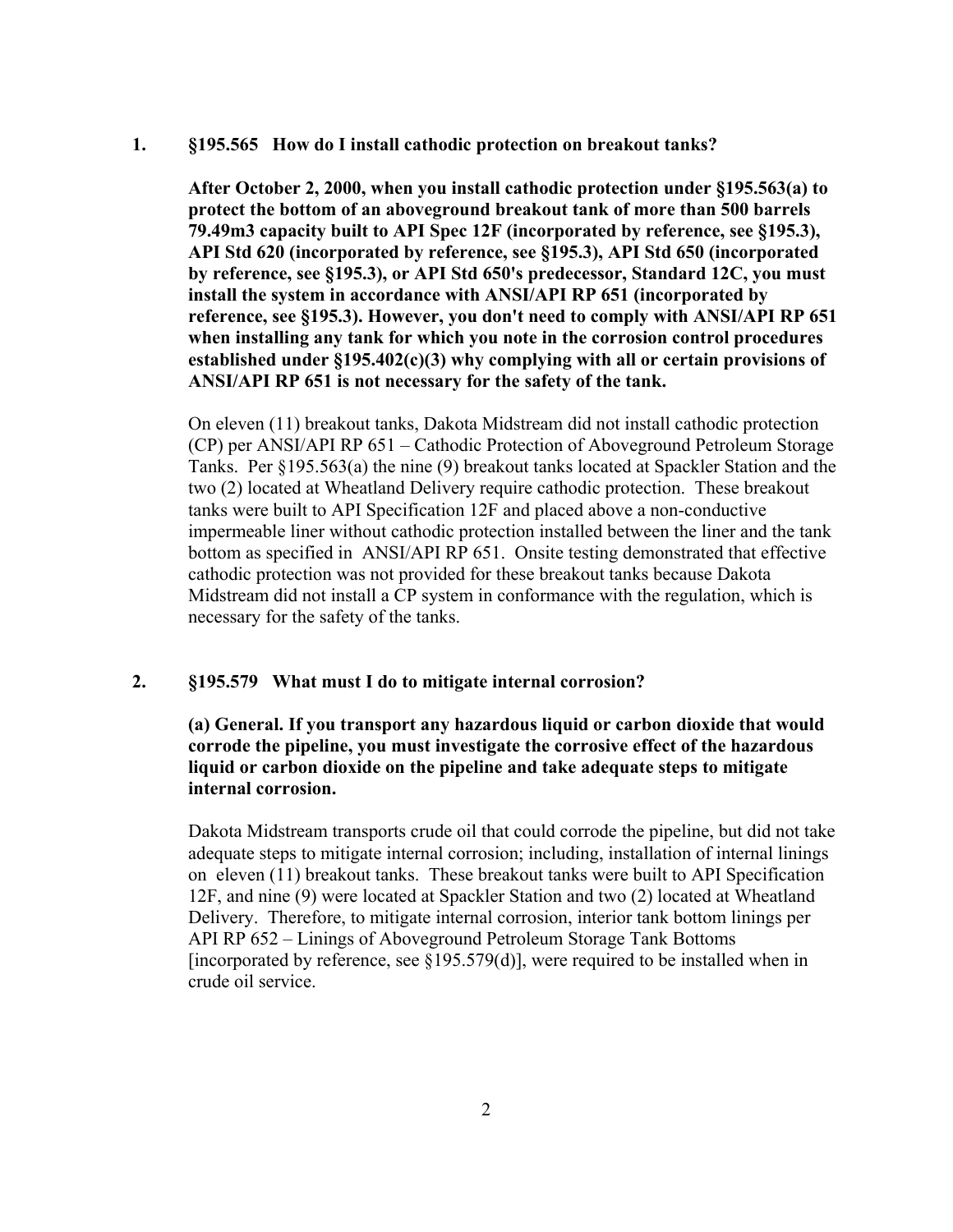1. **§195.565 How do I install cathodic protection on breakout tanks?**

   **After October 2, 2000, when you install cathodic protection under §195.563(a) to protect the bottom of an aboveground breakout tank of more than 500 barrels 79.49m3 capacity built to API Spec 12F (incorporated by reference, see §195.3), API Std 620 (incorporated by reference, see §195.3), API Std 650 (incorporated by reference, see §195.3), or API Std 650's predecessor, Standard 12C, you must install the system in accordance with ANSI/API RP 651 (incorporated by reference, see §195.3). However, you don't need to comply with ANSI/API RP 651 when installing any tank for which you note in the corrosion control procedures established under §195.402(c)(3) why complying with all or certain provisions of ANSI/API RP 651 is not necessary for the safety of the tank.**

   On eleven (11) breakout tanks, Dakota Midstream did not install cathodic protection (CP) per ANSI/API RP 651 – Cathodic Protection of Aboveground Petroleum Storage Tanks. Per §195.563(a) the nine (9) breakout tanks located at Spackler Station and the two (2) located at Wheatland Delivery require cathodic protection. These breakout tanks were built to API Specification 12F and placed above a non-conductive impermeable liner without cathodic protection installed between the liner and the tank bottom as specified in ANSI/API RP 651. Onsite testing demonstrated that effective cathodic protection was not provided for these breakout tanks because Dakota Midstream did not install a CP system in conformance with the regulation, which is necessary for the safety of the tanks.

2. **§195.579 What must I do to mitigate internal corrosion?**

   **(a) General. If you transport any hazardous liquid or carbon dioxide that would corrode the pipeline, you must investigate the corrosive effect of the hazardous liquid or carbon dioxide on the pipeline and take adequate steps to mitigate internal corrosion.**

   Dakota Midstream transports crude oil that could corrode the pipeline, but did not take adequate steps to mitigate internal corrosion; including, installation of internal linings on eleven (11) breakout tanks. These breakout tanks were built to API Specification 12F, and nine (9) were located at Spackler Station and two (2) located at Wheatland Delivery. Therefore, to mitigate internal corrosion, interior tank bottom linings per API RP 652 – Linings of Aboveground Petroleum Storage Tank Bottoms [incorporated by reference, see §195.579(d)], were required to be installed when in crude oil service.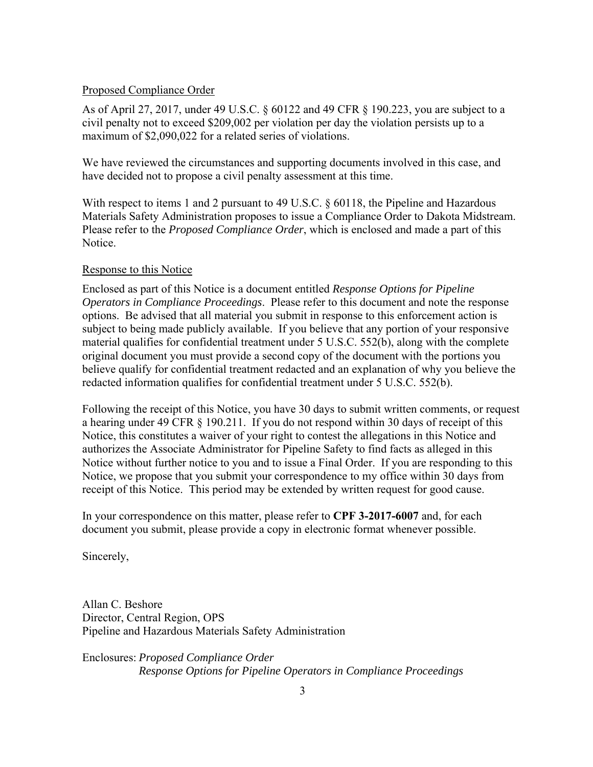Proposed Compliance Order

As of April 27, 2017, under 49 U.S.C. § 60122 and 49 CFR § 190.223, you are subject to a civil penalty not to exceed $209,002 per violation per day the violation persists up to a maximum of $2,090,022 for a related series of violations.

We have reviewed the circumstances and supporting documents involved in this case, and have decided not to propose a civil penalty assessment at this time.

With respect to items 1 and 2 pursuant to 49 U.S.C. § 60118, the Pipeline and Hazardous Materials Safety Administration proposes to issue a Compliance Order to Dakota Midstream. Please refer to the *Proposed Compliance Order*, which is enclosed and made a part of this Notice.

Response to this Notice

Enclosed as part of this Notice is a document entitled *Response Options for Pipeline Operators in Compliance Proceedings*. Please refer to this document and note the response options. Be advised that all material you submit in response to this enforcement action is subject to being made publicly available. If you believe that any portion of your responsive material qualifies for confidential treatment under 5 U.S.C. 552(b), along with the complete original document you must provide a second copy of the document with the portions you believe qualify for confidential treatment redacted and an explanation of why you believe the redacted information qualifies for confidential treatment under 5 U.S.C. 552(b).

Following the receipt of this Notice, you have 30 days to submit written comments, or request a hearing under 49 CFR § 190.211. If you do not respond within 30 days of receipt of this Notice, this constitutes a waiver of your right to contest the allegations in this Notice and authorizes the Associate Administrator for Pipeline Safety to find facts as alleged in this Notice without further notice to you and to issue a Final Order. If you are responding to this Notice, we propose that you submit your correspondence to my office within 30 days from receipt of this Notice. This period may be extended by written request for good cause.

In your correspondence on this matter, please refer to **CPF 3-2017-6007** and, for each document you submit, please provide a copy in electronic format whenever possible.

Sincerely,

Allan C. Beshore
Director, Central Region, OPS
Pipeline and Hazardous Materials Safety Administration

Enclosures: *Proposed Compliance Order*
*Response Options for Pipeline Operators in Compliance Proceedings*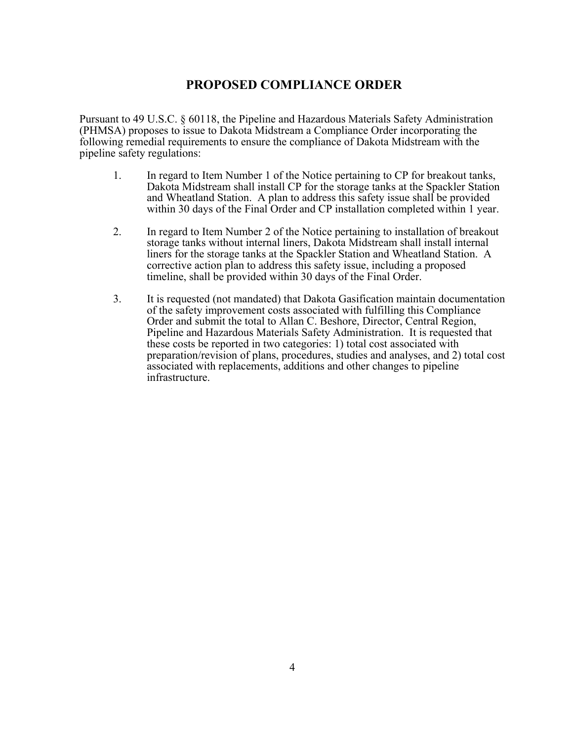# PROPOSED COMPLIANCE ORDER

Pursuant to 49 U.S.C. § 60118, the Pipeline and Hazardous Materials Safety Administration (PHMSA) proposes to issue to Dakota Midstream a Compliance Order incorporating the following remedial requirements to ensure the compliance of Dakota Midstream with the pipeline safety regulations:

1. In regard to Item Number 1 of the Notice pertaining to CP for breakout tanks, Dakota Midstream shall install CP for the storage tanks at the Spackler Station and Wheatland Station. A plan to address this safety issue shall be provided within 30 days of the Final Order and CP installation completed within 1 year.

2. In regard to Item Number 2 of the Notice pertaining to installation of breakout storage tanks without internal liners, Dakota Midstream shall install internal liners for the storage tanks at the Spackler Station and Wheatland Station. A corrective action plan to address this safety issue, including a proposed timeline, shall be provided within 30 days of the Final Order.

3. It is requested (not mandated) that Dakota Gasification maintain documentation of the safety improvement costs associated with fulfilling this Compliance Order and submit the total to Allan C. Beshore, Director, Central Region, Pipeline and Hazardous Materials Safety Administration. It is requested that these costs be reported in two categories: 1) total cost associated with preparation/revision of plans, procedures, studies and analyses, and 2) total cost associated with replacements, additions and other changes to pipeline infrastructure.